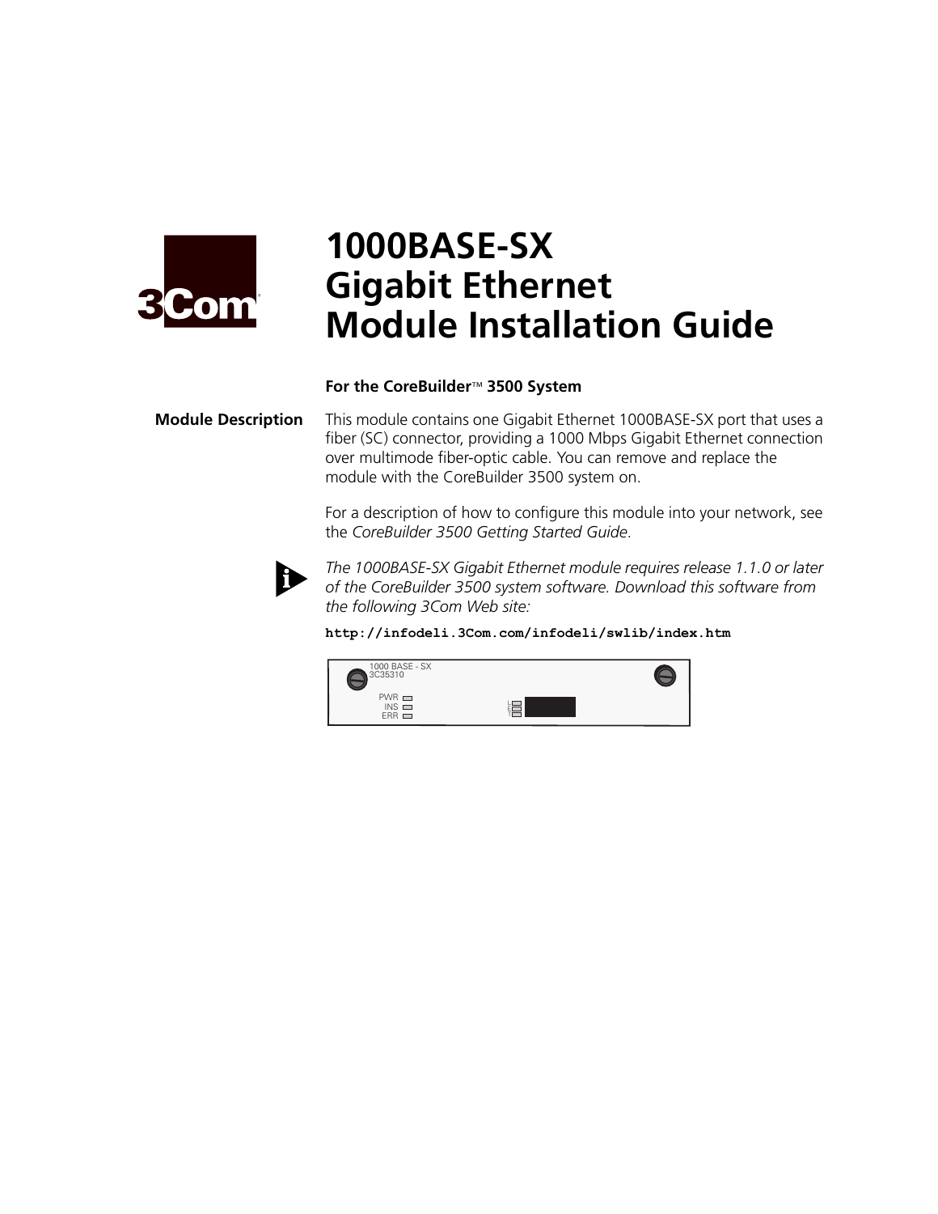# 1000BASE-SX Gigabit Ethernet Module Installation Guide

**For the CoreBuilder™ 3500 System**

## Module Description

This module contains one Gigabit Ethernet 1000BASE-SX port that uses a fiber (SC) connector, providing a 1000 Mbps Gigabit Ethernet connection over multimode fiber-optic cable. You can remove and replace the module with the CoreBuilder 3500 system on.

For a description of how to configure this module into your network, see the *CoreBuilder 3500 Getting Started Guide*.

*The 1000BASE-SX Gigabit Ethernet module requires release 1.1.0 or later of the CoreBuilder 3500 system software. Download this software from the following 3Com Web site:*

**`http://infodeli.3Com.com/infodeli/swlib/index.htm`**

1000 BASE - SX
3C35310

PWR
INS
ERR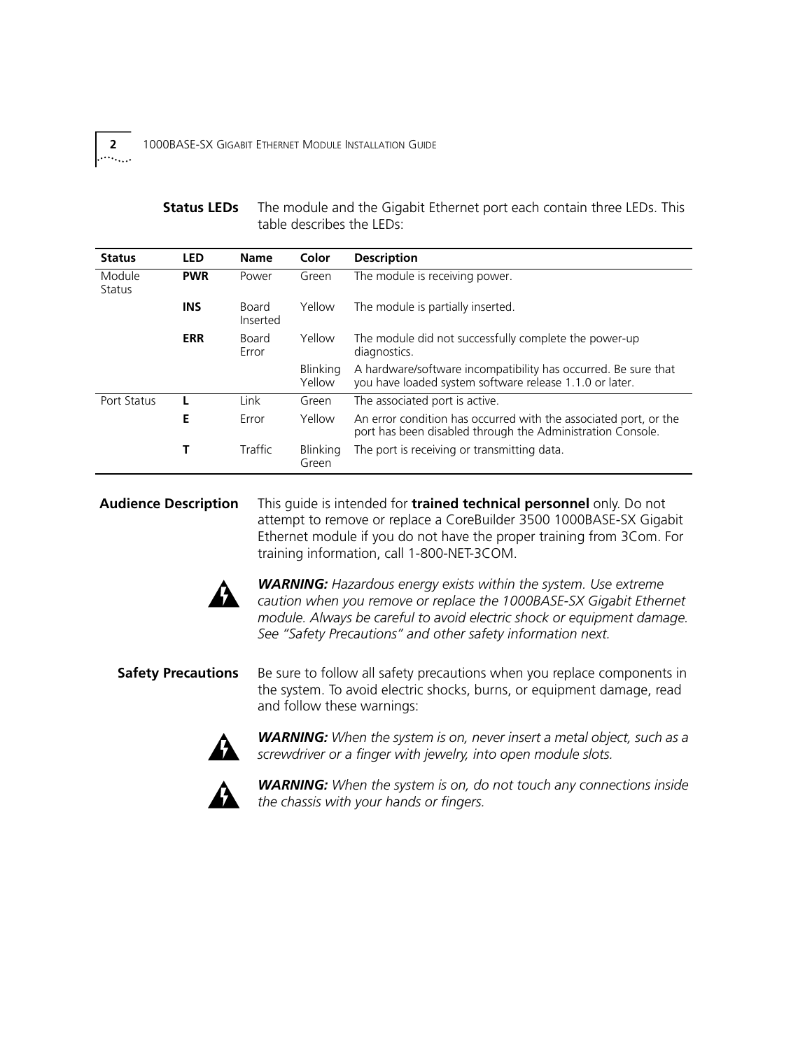## Status LEDs

The module and the Gigabit Ethernet port each contain three LEDs. This table describes the LEDs:

| Status | LED | Name | Color | Description |
| --- | --- | --- | --- | --- |
| Module Status | **PWR** | Power | Green | The module is receiving power. |
| | **INS** | Board Inserted | Yellow | The module is partially inserted. |
| | **ERR** | Board Error | Yellow | The module did not successfully complete the power-up diagnostics. |
| | | | Blinking Yellow | A hardware/software incompatibility has occurred. Be sure that you have loaded system software release 1.1.0 or later. |
| Port Status | **L** | Link | Green | The associated port is active. |
| | **E** | Error | Yellow | An error condition has occurred with the associated port, or the port has been disabled through the Administration Console. |
| | **T** | Traffic | Blinking Green | The port is receiving or transmitting data. |

## Audience Description

This guide is intended for **trained technical personnel** only. Do not attempt to remove or replace a CoreBuilder 3500 1000BASE-SX Gigabit Ethernet module if you do not have the proper training from 3Com. For training information, call 1-800-NET-3COM.

***WARNING:*** *Hazardous energy exists within the system. Use extreme caution when you remove or replace the 1000BASE-SX Gigabit Ethernet module. Always be careful to avoid electric shock or equipment damage. See "Safety Precautions" and other safety information next.*

## Safety Precautions

Be sure to follow all safety precautions when you replace components in the system. To avoid electric shocks, burns, or equipment damage, read and follow these warnings:

***WARNING:*** *When the system is on, never insert a metal object, such as a screwdriver or a finger with jewelry, into open module slots.*

***WARNING:*** *When the system is on, do not touch any connections inside the chassis with your hands or fingers.*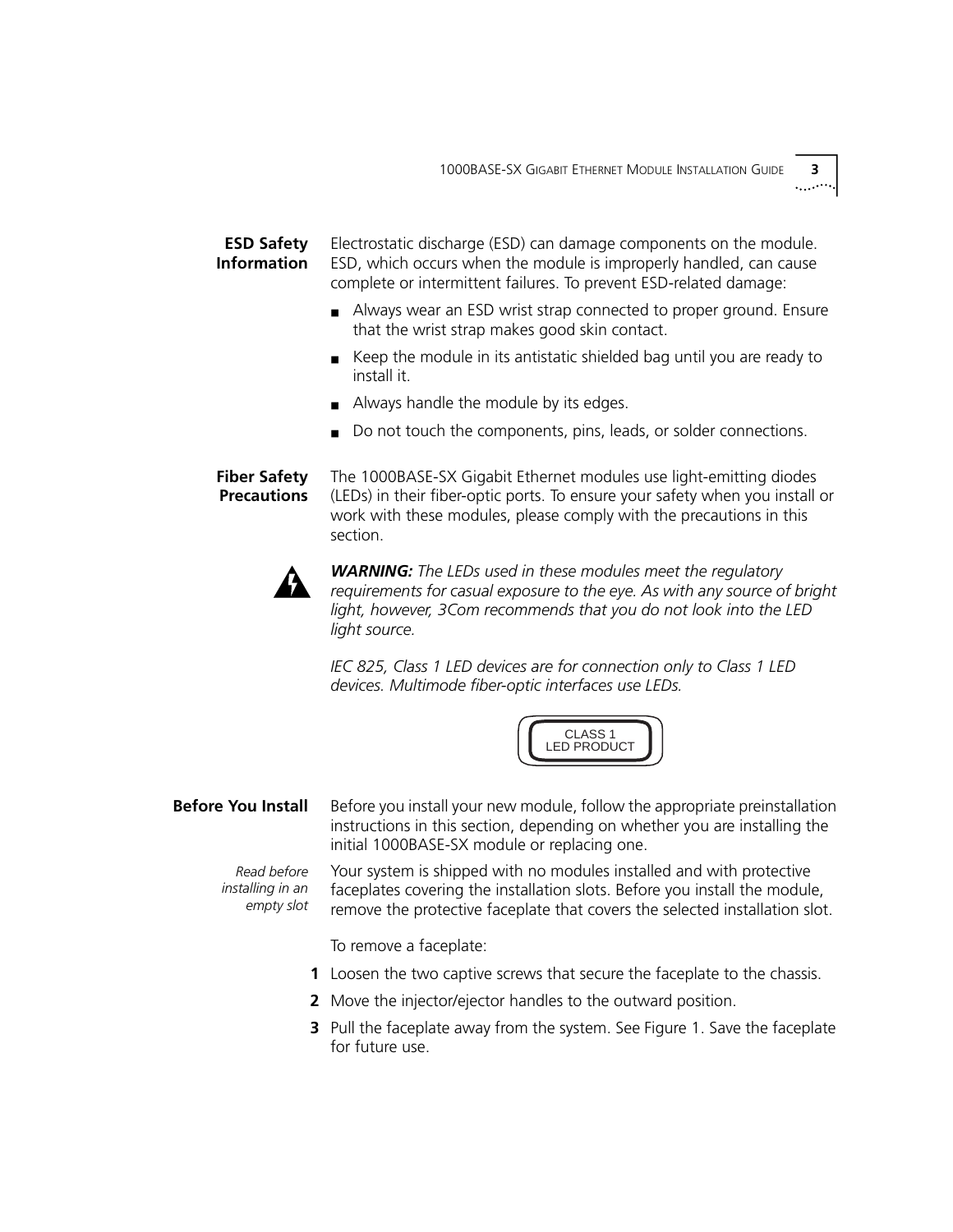## ESD Safety Information

Electrostatic discharge (ESD) can damage components on the module. ESD, which occurs when the module is improperly handled, can cause complete or intermittent failures. To prevent ESD-related damage:

- Always wear an ESD wrist strap connected to proper ground. Ensure that the wrist strap makes good skin contact.
- Keep the module in its antistatic shielded bag until you are ready to install it.
- Always handle the module by its edges.
- Do not touch the components, pins, leads, or solder connections.

## Fiber Safety Precautions

The 1000BASE-SX Gigabit Ethernet modules use light-emitting diodes (LEDs) in their fiber-optic ports. To ensure your safety when you install or work with these modules, please comply with the precautions in this section.

***WARNING:*** *The LEDs used in these modules meet the regulatory requirements for casual exposure to the eye. As with any source of bright light, however, 3Com recommends that you do not look into the LED light source.*

*IEC 825, Class 1 LED devices are for connection only to Class 1 LED devices. Multimode fiber-optic interfaces use LEDs.*

CLASS 1
LED PRODUCT

## Before You Install

Before you install your new module, follow the appropriate preinstallation instructions in this section, depending on whether you are installing the initial 1000BASE-SX module or replacing one.

*Read before installing in an empty slot*

Your system is shipped with no modules installed and with protective faceplates covering the installation slots. Before you install the module, remove the protective faceplate that covers the selected installation slot.

To remove a faceplate:

1. Loosen the two captive screws that secure the faceplate to the chassis.
2. Move the injector/ejector handles to the outward position.
3. Pull the faceplate away from the system. See Figure 1. Save the faceplate for future use.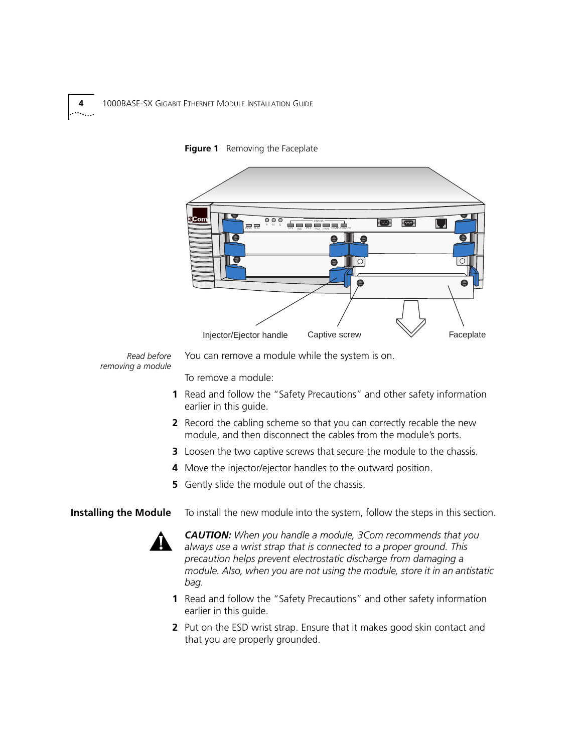**Figure 1** Removing the Faceplate

*Read before removing a module*

You can remove a module while the system is on.

To remove a module:

1. Read and follow the "Safety Precautions" and other safety information earlier in this guide.
2. Record the cabling scheme so that you can correctly recable the new module, and then disconnect the cables from the module's ports.
3. Loosen the two captive screws that secure the module to the chassis.
4. Move the injector/ejector handles to the outward position.
5. Gently slide the module out of the chassis.

## Installing the Module

To install the new module into the system, follow the steps in this section.

***CAUTION:** When you handle a module, 3Com recommends that you always use a wrist strap that is connected to a proper ground. This precaution helps prevent electrostatic discharge from damaging a module. Also, when you are not using the module, store it in an antistatic bag.*

1. Read and follow the "Safety Precautions" and other safety information earlier in this guide.
2. Put on the ESD wrist strap. Ensure that it makes good skin contact and that you are properly grounded.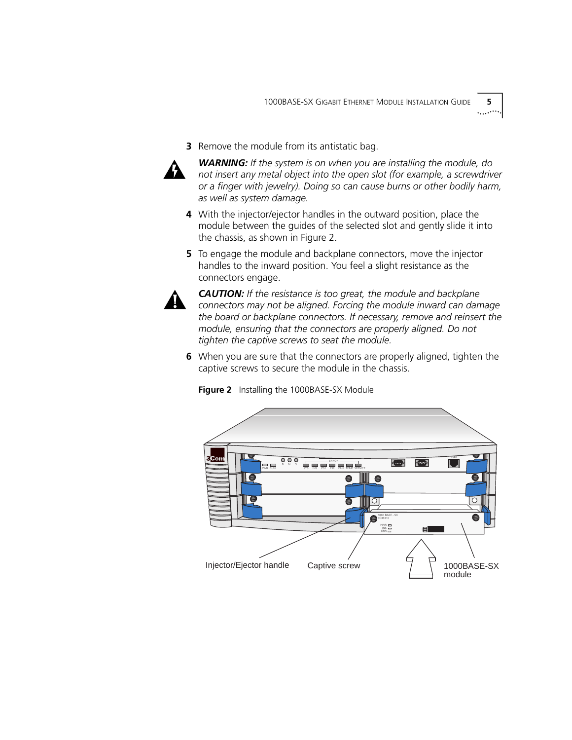3. Remove the module from its antistatic bag.

***WARNING:*** *If the system is on when you are installing the module, do not insert any metal object into the open slot (for example, a screwdriver or a finger with jewelry). Doing so can cause burns or other bodily harm, as well as system damage.*

4. With the injector/ejector handles in the outward position, place the module between the guides of the selected slot and gently slide it into the chassis, as shown in Figure 2.
5. To engage the module and backplane connectors, move the injector handles to the inward position. You feel a slight resistance as the connectors engage.

***CAUTION:*** *If the resistance is too great, the module and backplane connectors may not be aligned. Forcing the module inward can damage the board or backplane connectors. If necessary, remove and reinsert the module, ensuring that the connectors are properly aligned. Do not tighten the captive screws to seat the module.*

6. When you are sure that the connectors are properly aligned, tighten the captive screws to secure the module in the chassis.

**Figure 2** Installing the 1000BASE-SX Module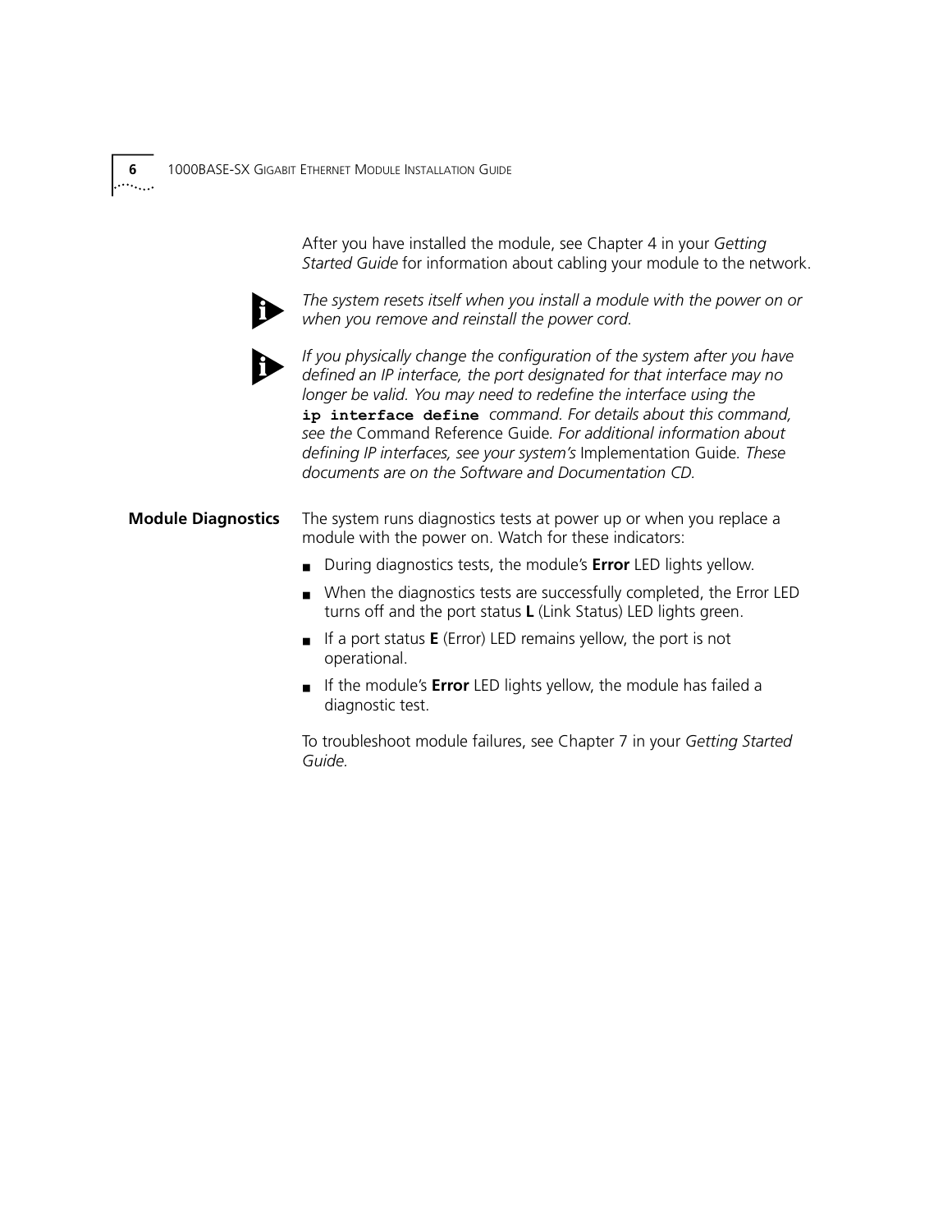After you have installed the module, see Chapter 4 in your *Getting Started Guide* for information about cabling your module to the network.

*The system resets itself when you install a module with the power on or when you remove and reinstall the power cord.*

*If you physically change the configuration of the system after you have defined an IP interface, the port designated for that interface may no longer be valid. You may need to redefine the interface using the* **`ip interface define`** *command. For details about this command, see the* Command Reference Guide*. For additional information about defining IP interfaces, see your system's* Implementation Guide*. These documents are on the Software and Documentation CD.*

## Module Diagnostics

The system runs diagnostics tests at power up or when you replace a module with the power on. Watch for these indicators:

- During diagnostics tests, the module's **Error** LED lights yellow.
- When the diagnostics tests are successfully completed, the Error LED turns off and the port status **L** (Link Status) LED lights green.
- If a port status **E** (Error) LED remains yellow, the port is not operational.
- If the module's **Error** LED lights yellow, the module has failed a diagnostic test.

To troubleshoot module failures, see Chapter 7 in your *Getting Started Guide.*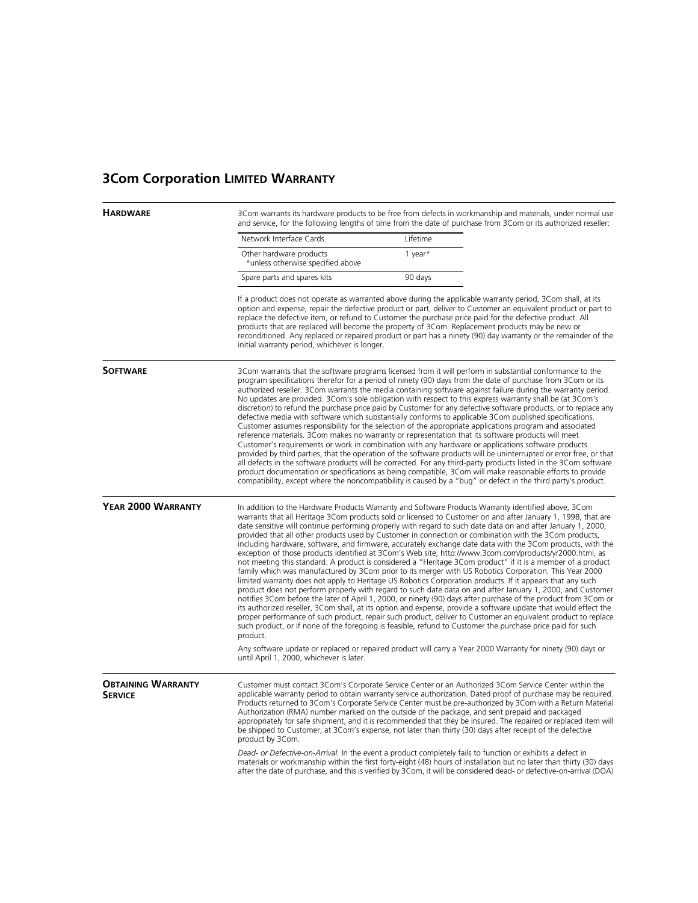# 3Com Corporation LIMITED WARRANTY

## HARDWARE

3Com warrants its hardware products to be free from defects in workmanship and materials, under normal use and service, for the following lengths of time from the date of purchase from 3Com or its authorized reseller:

| | |
|---|---|
| Network Interface Cards | Lifetime |
| Other hardware products *unless otherwise specified above | 1 year* |
| Spare parts and spares kits | 90 days |

If a product does not operate as warranted above during the applicable warranty period, 3Com shall, at its option and expense, repair the defective product or part, deliver to Customer an equivalent product or part to replace the defective item, or refund to Customer the purchase price paid for the defective product. All products that are replaced will become the property of 3Com. Replacement products may be new or reconditioned. Any replaced or repaired product or part has a ninety (90) day warranty or the remainder of the initial warranty period, whichever is longer.

## SOFTWARE

3Com warrants that the software programs licensed from it will perform in substantial conformance to the program specifications therefor for a period of ninety (90) days from the date of purchase from 3Com or its authorized reseller. 3Com warrants the media containing software against failure during the warranty period. No updates are provided. 3Com's sole obligation with respect to this express warranty shall be (at 3Com's discretion) to refund the purchase price paid by Customer for any defective software products, or to replace any defective media with software which substantially conforms to applicable 3Com published specifications. Customer assumes responsibility for the selection of the appropriate applications program and associated reference materials. 3Com makes no warranty or representation that its software products will meet Customer's requirements or work in combination with any hardware or applications software products provided by third parties, that the operation of the software products will be uninterrupted or error free, or that all defects in the software products will be corrected. For any third-party products listed in the 3Com software product documentation or specifications as being compatible, 3Com will make reasonable efforts to provide compatibility, except where the noncompatibility is caused by a "bug" or defect in the third party's product.

## YEAR 2000 WARRANTY

In addition to the Hardware Products Warranty and Software Products Warranty identified above, 3Com warrants that all Heritage 3Com products sold or licensed to Customer on and after January 1, 1998, that are date sensitive will continue performing properly with regard to such date data on and after January 1, 2000, provided that all other products used by Customer in connection or combination with the 3Com products, including hardware, software, and firmware, accurately exchange date data with the 3Com products, with the exception of those products identified at 3Com's Web site, http://www.3com.com/products/yr2000.html, as not meeting this standard. A product is considered a "Heritage 3Com product" if it is a member of a product family which was manufactured by 3Com prior to its merger with US Robotics Corporation. This Year 2000 limited warranty does not apply to Heritage US Robotics Corporation products. If it appears that any such product does not perform properly with regard to such date data on and after January 1, 2000, and Customer notifies 3Com before the later of April 1, 2000, or ninety (90) days after purchase of the product from 3Com or its authorized reseller, 3Com shall, at its option and expense, provide a software update that would effect the proper performance of such product, repair such product, deliver to Customer an equivalent product to replace such product, or if none of the foregoing is feasible, refund to Customer the purchase price paid for such product.

Any software update or replaced or repaired product will carry a Year 2000 Warranty for ninety (90) days or until April 1, 2000, whichever is later.

## OBTAINING WARRANTY SERVICE

Customer must contact 3Com's Corporate Service Center or an Authorized 3Com Service Center within the applicable warranty period to obtain warranty service authorization. Dated proof of purchase may be required. Products returned to 3Com's Corporate Service Center must be pre-authorized by 3Com with a Return Material Authorization (RMA) number marked on the outside of the package, and sent prepaid and packaged appropriately for safe shipment, and it is recommended that they be insured. The repaired or replaced item will be shipped to Customer, at 3Com's expense, not later than thirty (30) days after receipt of the defective product by 3Com.

*Dead- or Defective-on-Arrival.* In the event a product completely fails to function or exhibits a defect in materials or workmanship within the first forty-eight (48) hours of installation but no later than thirty (30) days after the date of purchase, and this is verified by 3Com, it will be considered dead- or defective-on-arrival (DOA)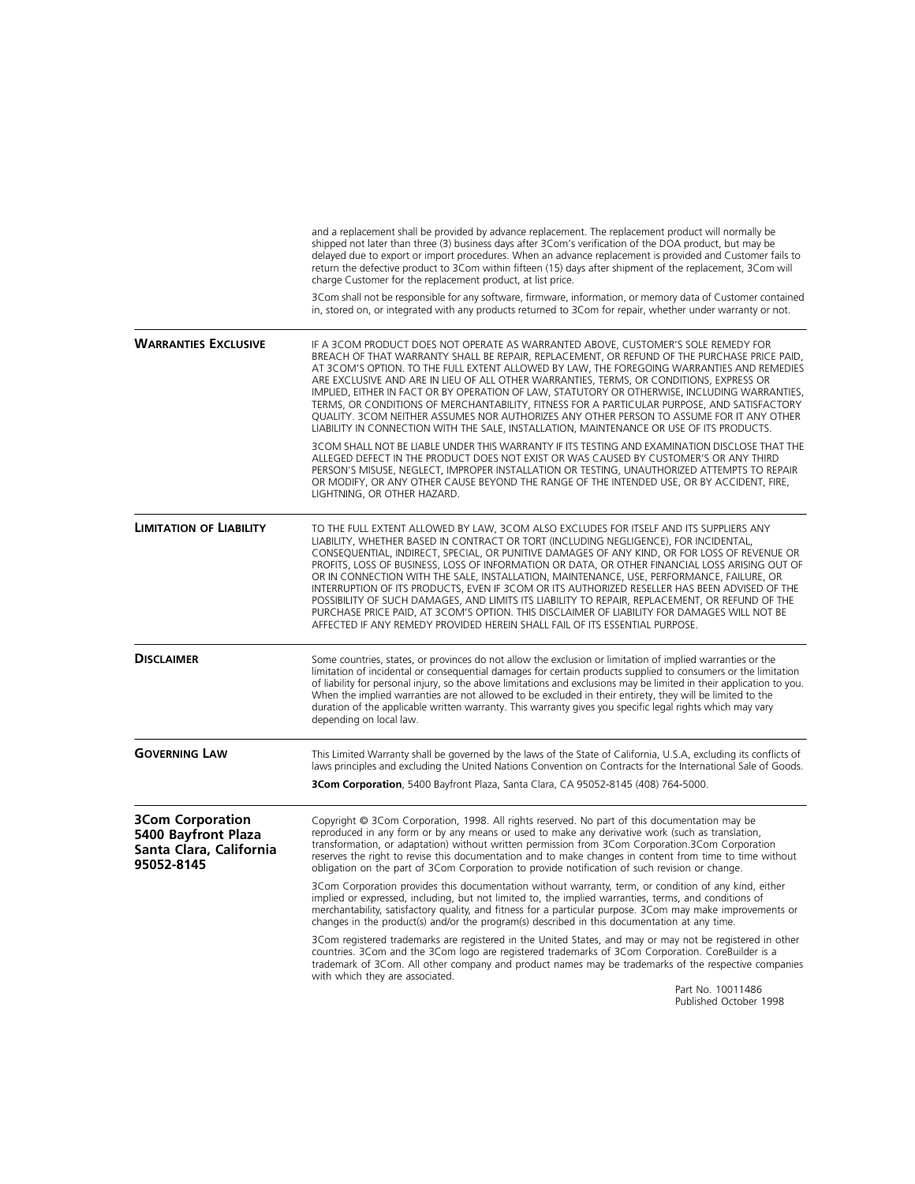and a replacement shall be provided by advance replacement. The replacement product will normally be shipped not later than three (3) business days after 3Com's verification of the DOA product, but may be delayed due to export or import procedures. When an advance replacement is provided and Customer fails to return the defective product to 3Com within fifteen (15) days after shipment of the replacement, 3Com will charge Customer for the replacement product, at list price.

3Com shall not be responsible for any software, firmware, information, or memory data of Customer contained in, stored on, or integrated with any products returned to 3Com for repair, whether under warranty or not.

## Warranties Exclusive

IF A 3COM PRODUCT DOES NOT OPERATE AS WARRANTED ABOVE, CUSTOMER'S SOLE REMEDY FOR BREACH OF THAT WARRANTY SHALL BE REPAIR, REPLACEMENT, OR REFUND OF THE PURCHASE PRICE PAID, AT 3COM'S OPTION. TO THE FULL EXTENT ALLOWED BY LAW, THE FOREGOING WARRANTIES AND REMEDIES ARE EXCLUSIVE AND ARE IN LIEU OF ALL OTHER WARRANTIES, TERMS, OR CONDITIONS, EXPRESS OR IMPLIED, EITHER IN FACT OR BY OPERATION OF LAW, STATUTORY OR OTHERWISE, INCLUDING WARRANTIES, TERMS, OR CONDITIONS OF MERCHANTABILITY, FITNESS FOR A PARTICULAR PURPOSE, AND SATISFACTORY QUALITY. 3COM NEITHER ASSUMES NOR AUTHORIZES ANY OTHER PERSON TO ASSUME FOR IT ANY OTHER LIABILITY IN CONNECTION WITH THE SALE, INSTALLATION, MAINTENANCE OR USE OF ITS PRODUCTS.

3COM SHALL NOT BE LIABLE UNDER THIS WARRANTY IF ITS TESTING AND EXAMINATION DISCLOSE THAT THE ALLEGED DEFECT IN THE PRODUCT DOES NOT EXIST OR WAS CAUSED BY CUSTOMER'S OR ANY THIRD PERSON'S MISUSE, NEGLECT, IMPROPER INSTALLATION OR TESTING, UNAUTHORIZED ATTEMPTS TO REPAIR OR MODIFY, OR ANY OTHER CAUSE BEYOND THE RANGE OF THE INTENDED USE, OR BY ACCIDENT, FIRE, LIGHTNING, OR OTHER HAZARD.

## Limitation of Liability

TO THE FULL EXTENT ALLOWED BY LAW, 3COM ALSO EXCLUDES FOR ITSELF AND ITS SUPPLIERS ANY LIABILITY, WHETHER BASED IN CONTRACT OR TORT (INCLUDING NEGLIGENCE), FOR INCIDENTAL, CONSEQUENTIAL, INDIRECT, SPECIAL, OR PUNITIVE DAMAGES OF ANY KIND, OR FOR LOSS OF REVENUE OR PROFITS, LOSS OF BUSINESS, LOSS OF INFORMATION OR DATA, OR OTHER FINANCIAL LOSS ARISING OUT OF OR IN CONNECTION WITH THE SALE, INSTALLATION, MAINTENANCE, USE, PERFORMANCE, FAILURE, OR INTERRUPTION OF ITS PRODUCTS, EVEN IF 3COM OR ITS AUTHORIZED RESELLER HAS BEEN ADVISED OF THE POSSIBILITY OF SUCH DAMAGES, AND LIMITS ITS LIABILITY TO REPAIR, REPLACEMENT, OR REFUND OF THE PURCHASE PRICE PAID, AT 3COM'S OPTION. THIS DISCLAIMER OF LIABILITY FOR DAMAGES WILL NOT BE AFFECTED IF ANY REMEDY PROVIDED HEREIN SHALL FAIL OF ITS ESSENTIAL PURPOSE.

## Disclaimer

Some countries, states, or provinces do not allow the exclusion or limitation of implied warranties or the limitation of incidental or consequential damages for certain products supplied to consumers or the limitation of liability for personal injury, so the above limitations and exclusions may be limited in their application to you. When the implied warranties are not allowed to be excluded in their entirety, they will be limited to the duration of the applicable written warranty. This warranty gives you specific legal rights which may vary depending on local law.

## Governing Law

This Limited Warranty shall be governed by the laws of the State of California, U.S.A, excluding its conflicts of laws principles and excluding the United Nations Convention on Contracts for the International Sale of Goods.

**3Com Corporation**, 5400 Bayfront Plaza, Santa Clara, CA 95052-8145 (408) 764-5000.

## 3Com Corporation
## 5400 Bayfront Plaza
## Santa Clara, California
## 95052-8145

Copyright © 3Com Corporation, 1998. All rights reserved. No part of this documentation may be reproduced in any form or by any means or used to make any derivative work (such as translation, transformation, or adaptation) without written permission from 3Com Corporation.3Com Corporation reserves the right to revise this documentation and to make changes in content from time to time without obligation on the part of 3Com Corporation to provide notification of such revision or change.

3Com Corporation provides this documentation without warranty, term, or condition of any kind, either implied or expressed, including, but not limited to, the implied warranties, terms, and conditions of merchantability, satisfactory quality, and fitness for a particular purpose. 3Com may make improvements or changes in the product(s) and/or the program(s) described in this documentation at any time.

3Com registered trademarks are registered in the United States, and may or may not be registered in other countries. 3Com and the 3Com logo are registered trademarks of 3Com Corporation. CoreBuilder is a trademark of 3Com. All other company and product names may be trademarks of the respective companies with which they are associated.

Part No. 10011486
Published October 1998